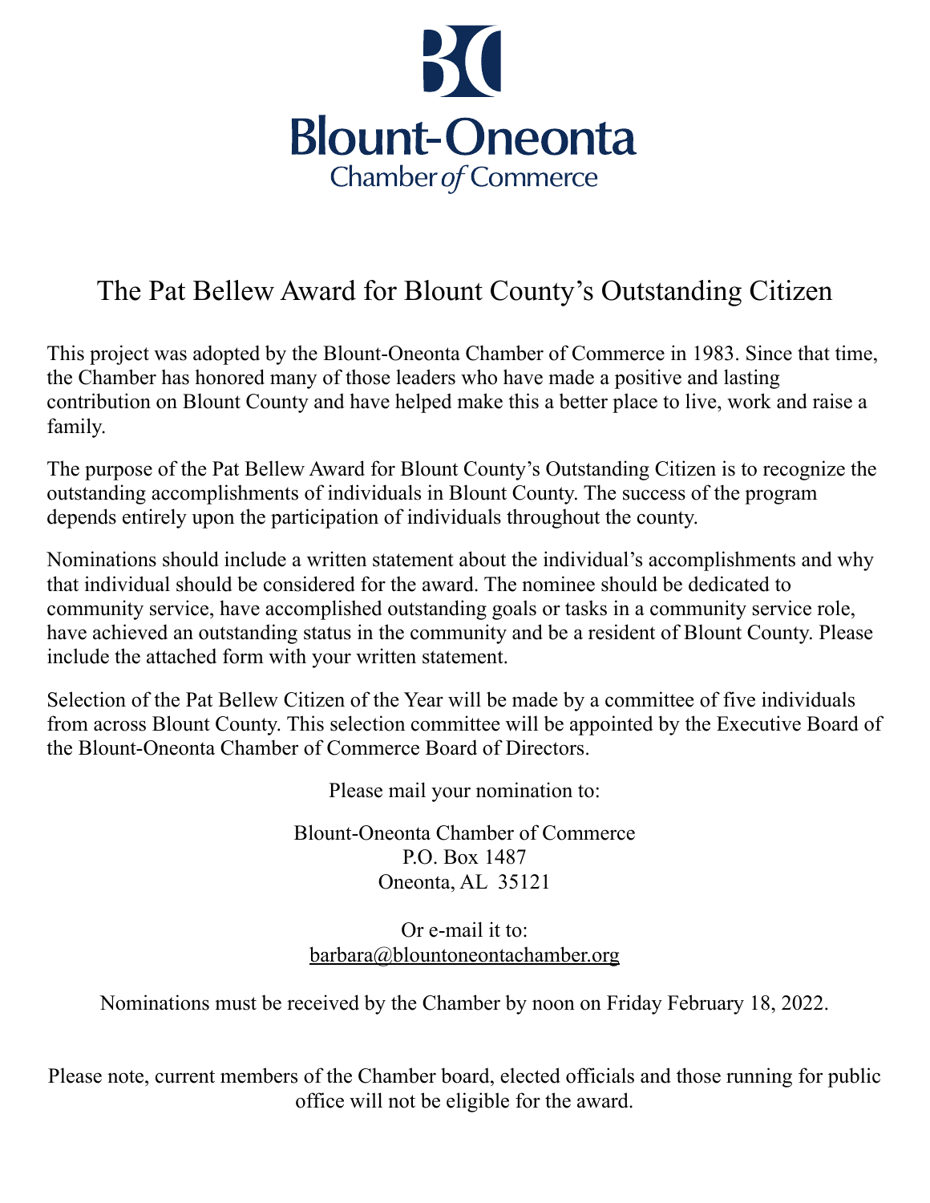# Blount-Oneonta
## Chamber of Commerce

## The Pat Bellew Award for Blount County's Outstanding Citizen

This project was adopted by the Blount-Oneonta Chamber of Commerce in 1983. Since that time, the Chamber has honored many of those leaders who have made a positive and lasting contribution on Blount County and have helped make this a better place to live, work and raise a family.

The purpose of the Pat Bellew Award for Blount County's Outstanding Citizen is to recognize the outstanding accomplishments of individuals in Blount County. The success of the program depends entirely upon the participation of individuals throughout the county.

Nominations should include a written statement about the individual's accomplishments and why that individual should be considered for the award. The nominee should be dedicated to community service, have accomplished outstanding goals or tasks in a community service role, have achieved an outstanding status in the community and be a resident of Blount County. Please include the attached form with your written statement.

Selection of the Pat Bellew Citizen of the Year will be made by a committee of five individuals from across Blount County. This selection committee will be appointed by the Executive Board of the Blount-Oneonta Chamber of Commerce Board of Directors.

Please mail your nomination to:

Blount-Oneonta Chamber of Commerce
P.O. Box 1487
Oneonta, AL 35121

Or e-mail it to:
barbara@blountoneontachamber.org

Nominations must be received by the Chamber by noon on Friday February 18, 2022.

Please note, current members of the Chamber board, elected officials and those running for public office will not be eligible for the award.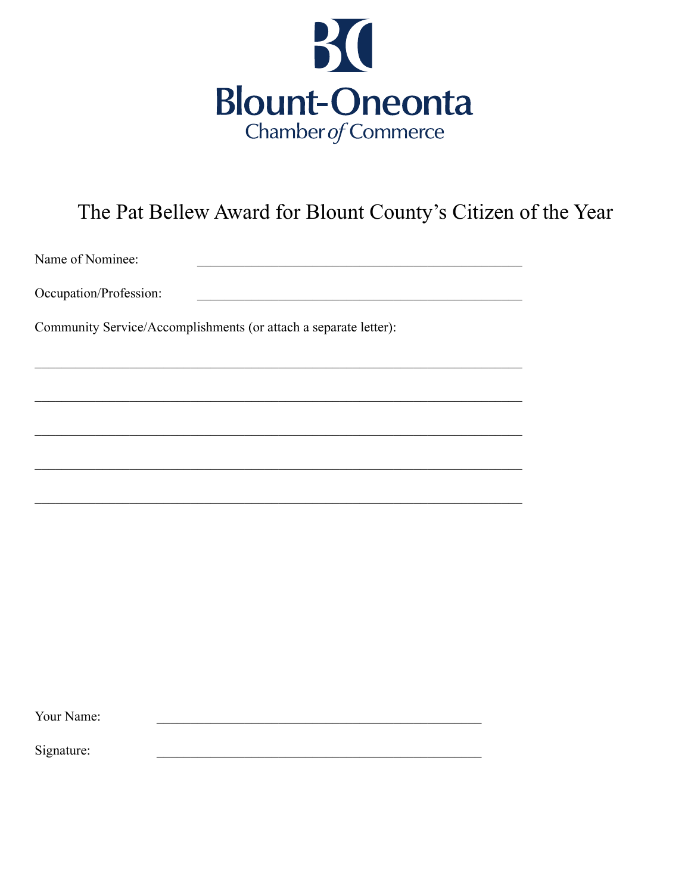Blount-Oneonta

Chamber *of* Commerce

# The Pat Bellew Award for Blount County's Citizen of the Year

Name of Nominee: ______________________________________________

Occupation/Profession: ______________________________________________

Community Service/Accomplishments (or attach a separate letter):

______________________________________________________________________

______________________________________________________________________

______________________________________________________________________

______________________________________________________________________

______________________________________________________________________

Your Name: ______________________________________________

Signature: ______________________________________________